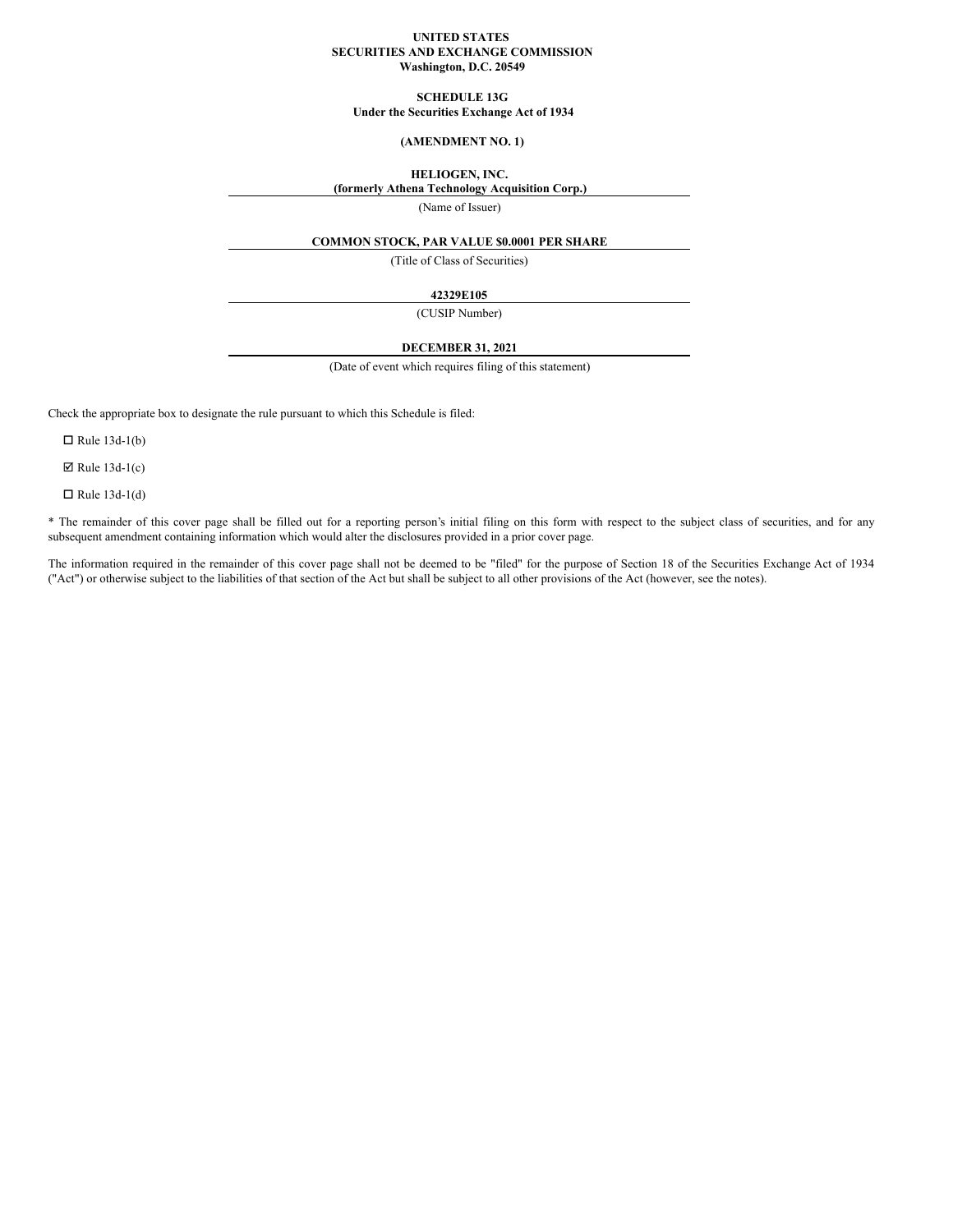**UNITED STATES**
**SECURITIES AND EXCHANGE COMMISSION**
**Washington, D.C. 20549**

**SCHEDULE 13G**
**Under the Securities Exchange Act of 1934**

**(AMENDMENT NO. 1)**

**HELIOGEN, INC.**
**(formerly Athena Technology Acquisition Corp.)**

(Name of Issuer)

**COMMON STOCK, PAR VALUE $0.0001 PER SHARE**

(Title of Class of Securities)

**42329E105**

(CUSIP Number)

**DECEMBER 31, 2021**

(Date of event which requires filing of this statement)

Check the appropriate box to designate the rule pursuant to which this Schedule is filed:

☐ Rule 13d-1(b)

☑ Rule 13d-1(c)

☐ Rule 13d-1(d)

* The remainder of this cover page shall be filled out for a reporting person's initial filing on this form with respect to the subject class of securities, and for any subsequent amendment containing information which would alter the disclosures provided in a prior cover page.

The information required in the remainder of this cover page shall not be deemed to be "filed" for the purpose of Section 18 of the Securities Exchange Act of 1934 ("Act") or otherwise subject to the liabilities of that section of the Act but shall be subject to all other provisions of the Act (however, see the notes).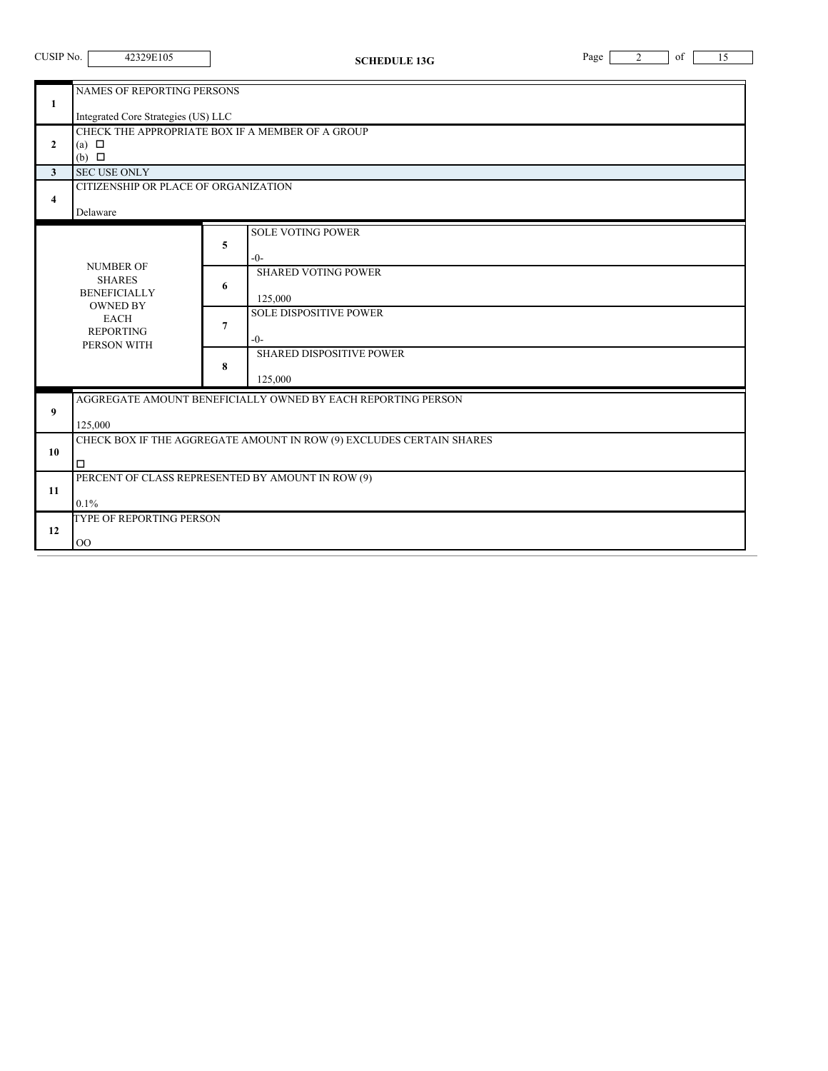CUSIP No. 42329E105

**SCHEDULE 13G**

| | | | |
|---|---|---|---|
| **1** | NAMES OF REPORTING PERSONS<br><br>Integrated Core Strategies (US) LLC | | |
| **2** | CHECK THE APPROPRIATE BOX IF A MEMBER OF A GROUP<br>(a) ☐<br>(b) ☐ | | |
| **3** | SEC USE ONLY | | |
| **4** | CITIZENSHIP OR PLACE OF ORGANIZATION<br><br>Delaware | | |
| NUMBER OF SHARES BENEFICIALLY OWNED BY EACH REPORTING PERSON WITH | **5** | SOLE VOTING POWER<br><br>-0- | |
| | **6** | SHARED VOTING POWER<br><br>125,000 | |
| | **7** | SOLE DISPOSITIVE POWER<br><br>-0- | |
| | **8** | SHARED DISPOSITIVE POWER<br><br>125,000 | |
| **9** | AGGREGATE AMOUNT BENEFICIALLY OWNED BY EACH REPORTING PERSON<br><br>125,000 | | |
| **10** | CHECK BOX IF THE AGGREGATE AMOUNT IN ROW (9) EXCLUDES CERTAIN SHARES<br><br>☐ | | |
| **11** | PERCENT OF CLASS REPRESENTED BY AMOUNT IN ROW (9)<br><br>0.1% | | |
| **12** | TYPE OF REPORTING PERSON<br><br>OO | | |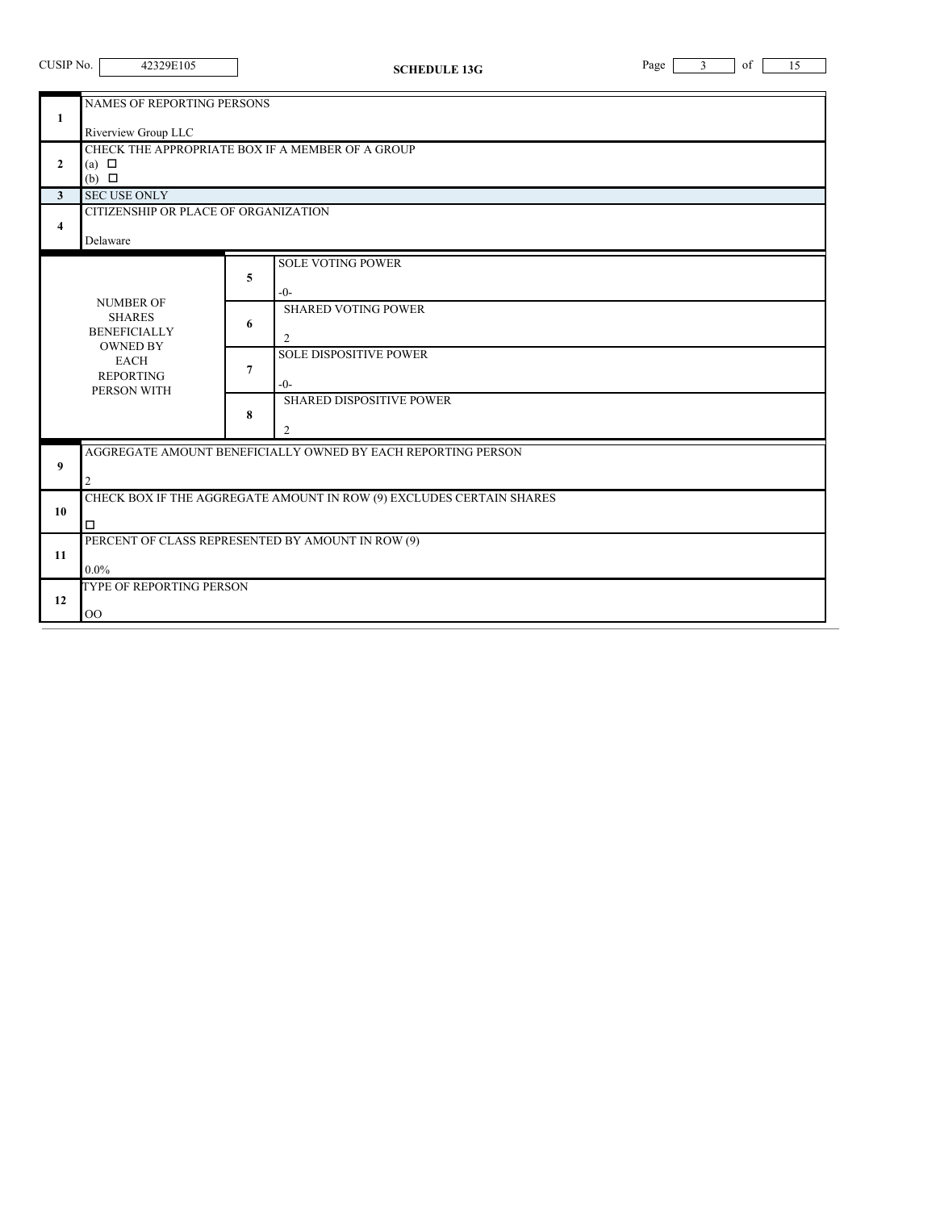CUSIP No. 42329E105

**SCHEDULE 13G**

| | | | |
|---|---|---|---|
| 1 | NAMES OF REPORTING PERSONS<br><br>Riverview Group LLC | | |
| 2 | CHECK THE APPROPRIATE BOX IF A MEMBER OF A GROUP<br>(a) ☐<br>(b) ☐ | | |
| 3 | SEC USE ONLY | | |
| 4 | CITIZENSHIP OR PLACE OF ORGANIZATION<br><br>Delaware | | |
| NUMBER OF SHARES BENEFICIALLY OWNED BY EACH REPORTING PERSON WITH | 5 | SOLE VOTING POWER<br><br>-0- | |
| | 6 | SHARED VOTING POWER<br><br>2 | |
| | 7 | SOLE DISPOSITIVE POWER<br><br>-0- | |
| | 8 | SHARED DISPOSITIVE POWER<br><br>2 | |
| 9 | AGGREGATE AMOUNT BENEFICIALLY OWNED BY EACH REPORTING PERSON<br><br>2 | | |
| 10 | CHECK BOX IF THE AGGREGATE AMOUNT IN ROW (9) EXCLUDES CERTAIN SHARES<br><br>☐ | | |
| 11 | PERCENT OF CLASS REPRESENTED BY AMOUNT IN ROW (9)<br><br>0.0% | | |
| 12 | TYPE OF REPORTING PERSON<br><br>OO | | |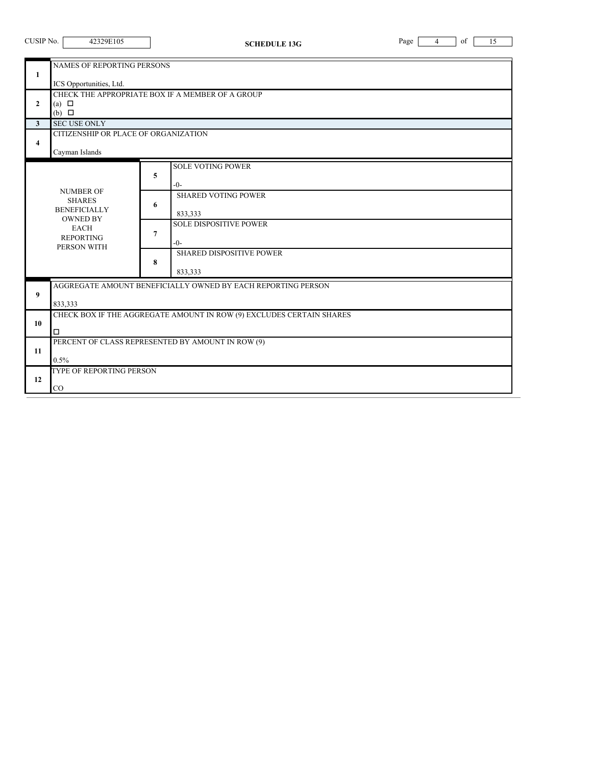| CUSIP No. 42329E105 | SCHEDULE 13G | |
|---|---|---|

| | | |
|---|---|---|
| 1 | NAMES OF REPORTING PERSONS<br><br>ICS Opportunities, Ltd. | |
| 2 | CHECK THE APPROPRIATE BOX IF A MEMBER OF A GROUP<br>(a) ☐<br>(b) ☐ | |
| 3 | SEC USE ONLY | |
| 4 | CITIZENSHIP OR PLACE OF ORGANIZATION<br><br>Cayman Islands | |

| NUMBER OF SHARES BENEFICIALLY OWNED BY EACH REPORTING PERSON WITH | | |
|---|---|---|
| | 5 | SOLE VOTING POWER<br><br>-0- |
| | 6 | SHARED VOTING POWER<br><br>833,333 |
| | 7 | SOLE DISPOSITIVE POWER<br><br>-0- |
| | 8 | SHARED DISPOSITIVE POWER<br><br>833,333 |

| | |
|---|---|
| 9 | AGGREGATE AMOUNT BENEFICIALLY OWNED BY EACH REPORTING PERSON<br><br>833,333 |
| 10 | CHECK BOX IF THE AGGREGATE AMOUNT IN ROW (9) EXCLUDES CERTAIN SHARES<br><br>☐ |
| 11 | PERCENT OF CLASS REPRESENTED BY AMOUNT IN ROW (9)<br><br>0.5% |
| 12 | TYPE OF REPORTING PERSON<br><br>CO |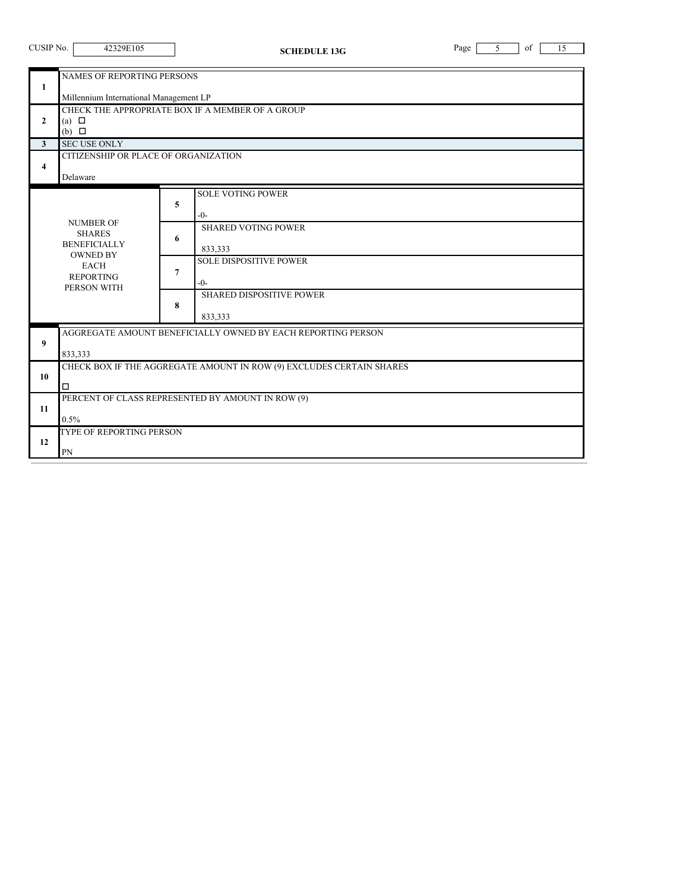CUSIP No. 42329E105

**SCHEDULE 13G**

| | | | |
|---|---|---|---|
| **1** | NAMES OF REPORTING PERSONS<br><br>Millennium International Management LP | | |
| **2** | CHECK THE APPROPRIATE BOX IF A MEMBER OF A GROUP<br>(a) ☐<br>(b) ☐ | | |
| **3** | SEC USE ONLY | | |
| **4** | CITIZENSHIP OR PLACE OF ORGANIZATION<br><br>Delaware | | |
| NUMBER OF SHARES BENEFICIALLY OWNED BY EACH REPORTING PERSON WITH | | **5** | SOLE VOTING POWER<br><br>-0- |
| | | **6** | SHARED VOTING POWER<br><br>833,333 |
| | | **7** | SOLE DISPOSITIVE POWER<br><br>-0- |
| | | **8** | SHARED DISPOSITIVE POWER<br><br>833,333 |
| **9** | AGGREGATE AMOUNT BENEFICIALLY OWNED BY EACH REPORTING PERSON<br><br>833,333 | | |
| **10** | CHECK BOX IF THE AGGREGATE AMOUNT IN ROW (9) EXCLUDES CERTAIN SHARES<br><br>☐ | | |
| **11** | PERCENT OF CLASS REPRESENTED BY AMOUNT IN ROW (9)<br><br>0.5% | | |
| **12** | TYPE OF REPORTING PERSON<br><br>PN | | |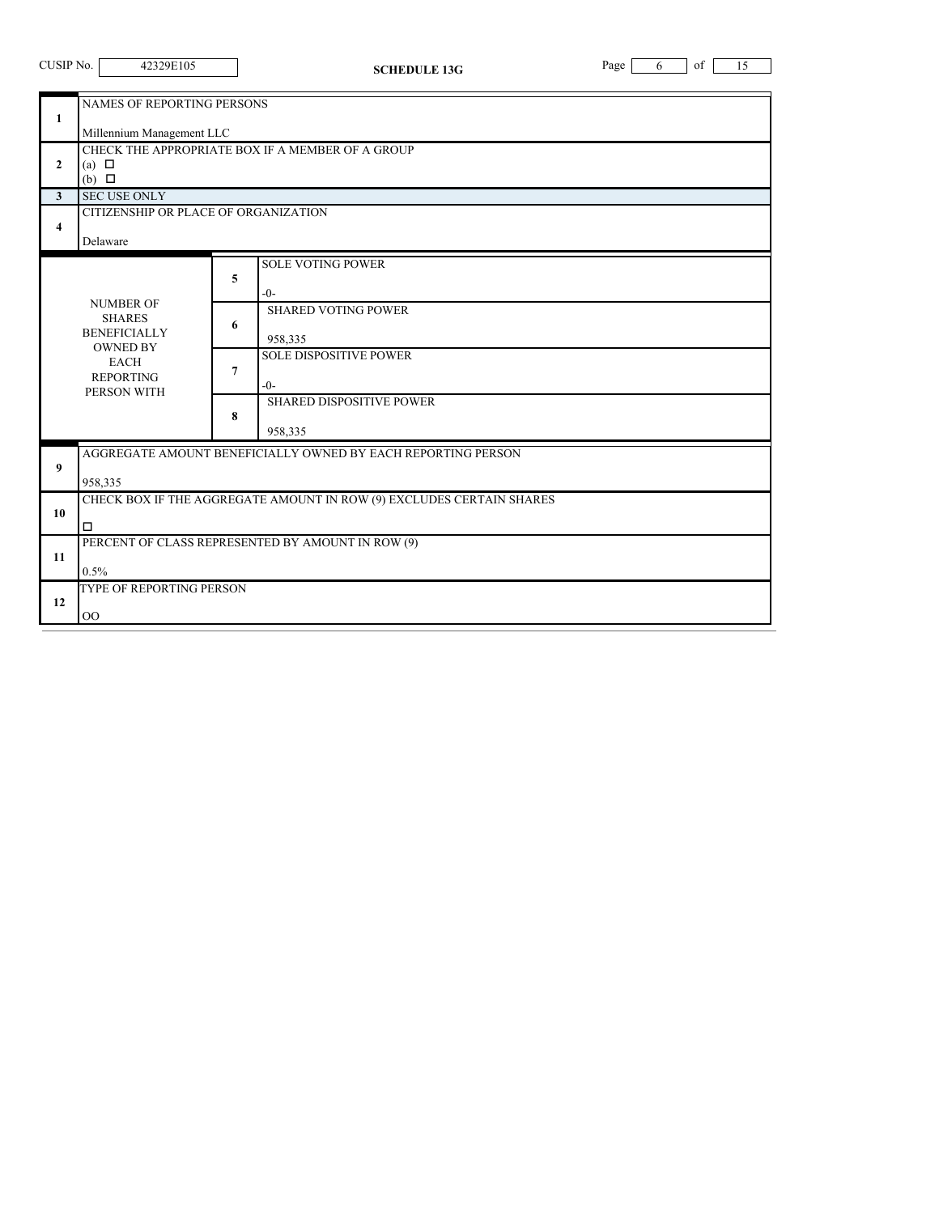CUSIP No. 42329E105

**SCHEDULE 13G**

| | | | |
|---|---|---|---|
| 1 | NAMES OF REPORTING PERSONS<br><br>Millennium Management LLC | | |
| 2 | CHECK THE APPROPRIATE BOX IF A MEMBER OF A GROUP<br>(a) ☐<br>(b) ☐ | | |
| 3 | SEC USE ONLY | | |
| 4 | CITIZENSHIP OR PLACE OF ORGANIZATION<br><br>Delaware | | |
| NUMBER OF SHARES BENEFICIALLY OWNED BY EACH REPORTING PERSON WITH | | 5 | SOLE VOTING POWER<br><br>-0- |
| | | 6 | SHARED VOTING POWER<br><br>958,335 |
| | | 7 | SOLE DISPOSITIVE POWER<br><br>-0- |
| | | 8 | SHARED DISPOSITIVE POWER<br><br>958,335 |
| 9 | AGGREGATE AMOUNT BENEFICIALLY OWNED BY EACH REPORTING PERSON<br><br>958,335 | | |
| 10 | CHECK BOX IF THE AGGREGATE AMOUNT IN ROW (9) EXCLUDES CERTAIN SHARES<br><br>☐ | | |
| 11 | PERCENT OF CLASS REPRESENTED BY AMOUNT IN ROW (9)<br><br>0.5% | | |
| 12 | TYPE OF REPORTING PERSON<br><br>OO | | |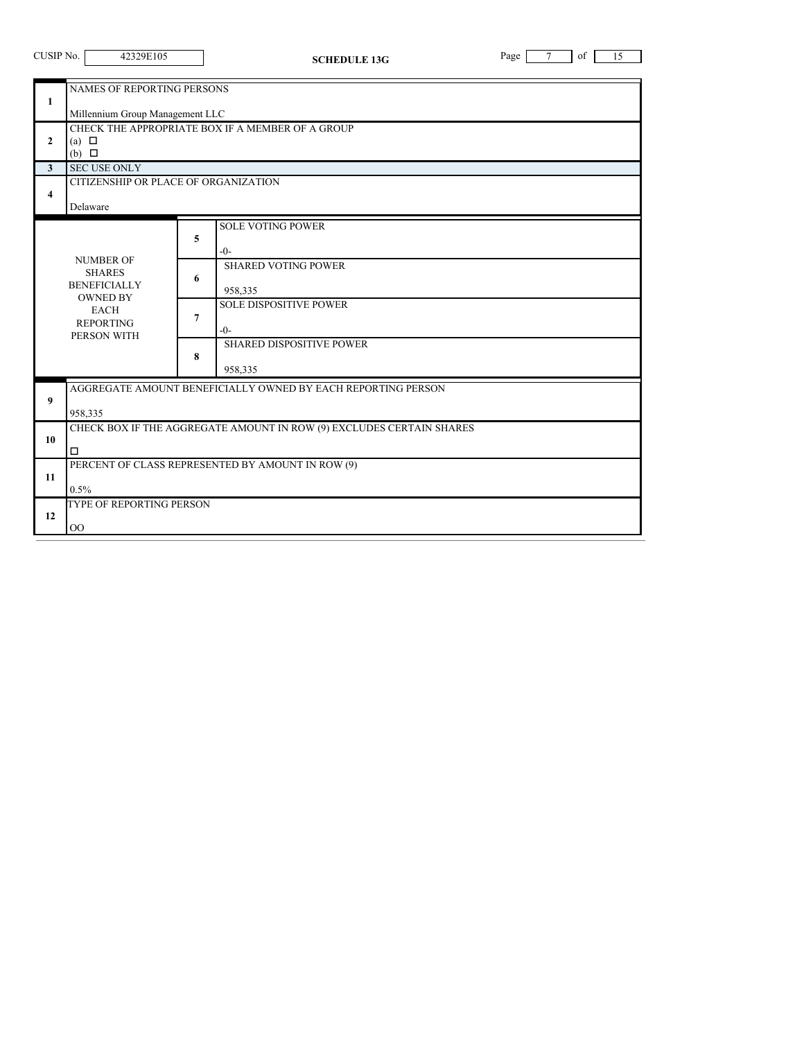CUSIP No. 42329E105

**SCHEDULE 13G**

| | | | |
|---|---|---|---|
| 1 | NAMES OF REPORTING PERSONS<br><br>Millennium Group Management LLC | | |
| 2 | CHECK THE APPROPRIATE BOX IF A MEMBER OF A GROUP<br>(a) ☐<br>(b) ☐ | | |
| 3 | SEC USE ONLY | | |
| 4 | CITIZENSHIP OR PLACE OF ORGANIZATION<br><br>Delaware | | |
| NUMBER OF SHARES BENEFICIALLY OWNED BY EACH REPORTING PERSON WITH | | 5 | SOLE VOTING POWER<br><br>-0- |
| | | 6 | SHARED VOTING POWER<br><br>958,335 |
| | | 7 | SOLE DISPOSITIVE POWER<br><br>-0- |
| | | 8 | SHARED DISPOSITIVE POWER<br><br>958,335 |
| 9 | AGGREGATE AMOUNT BENEFICIALLY OWNED BY EACH REPORTING PERSON<br><br>958,335 | | |
| 10 | CHECK BOX IF THE AGGREGATE AMOUNT IN ROW (9) EXCLUDES CERTAIN SHARES<br><br>☐ | | |
| 11 | PERCENT OF CLASS REPRESENTED BY AMOUNT IN ROW (9)<br><br>0.5% | | |
| 12 | TYPE OF REPORTING PERSON<br><br>OO | | |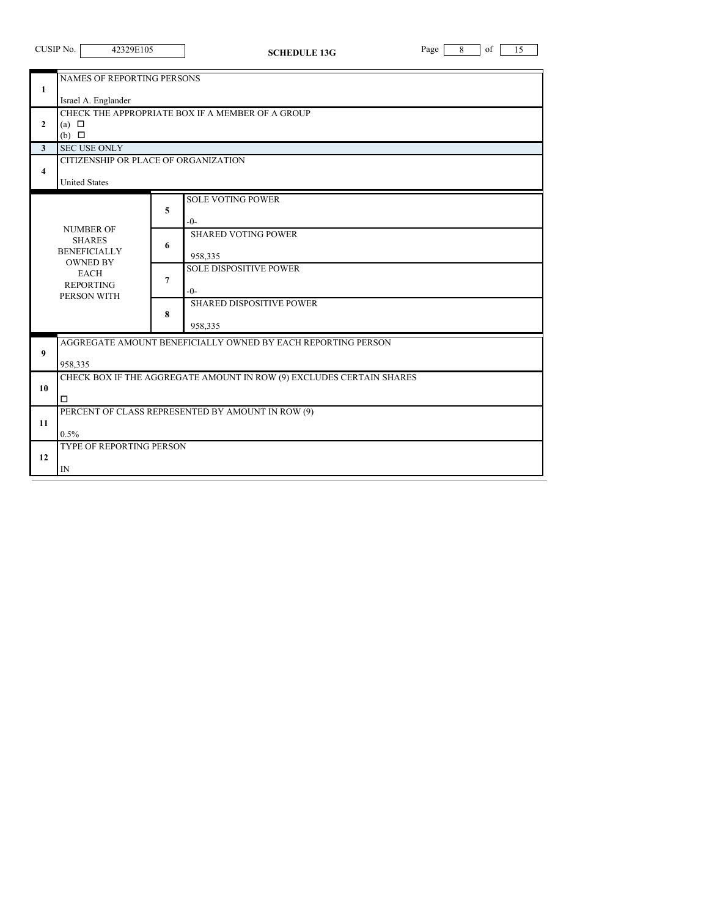CUSIP No. 42329E105

**SCHEDULE 13G**

| | | | |
|---|---|---|---|
| 1 | NAMES OF REPORTING PERSONS<br><br>Israel A. Englander | | |
| 2 | CHECK THE APPROPRIATE BOX IF A MEMBER OF A GROUP<br>(a) ☐<br>(b) ☐ | | |
| 3 | SEC USE ONLY | | |
| 4 | CITIZENSHIP OR PLACE OF ORGANIZATION<br><br>United States | | |
| NUMBER OF SHARES BENEFICIALLY OWNED BY EACH REPORTING PERSON WITH | 5 | SOLE VOTING POWER<br><br>-0- | |
| | 6 | SHARED VOTING POWER<br><br>958,335 | |
| | 7 | SOLE DISPOSITIVE POWER<br><br>-0- | |
| | 8 | SHARED DISPOSITIVE POWER<br><br>958,335 | |
| 9 | AGGREGATE AMOUNT BENEFICIALLY OWNED BY EACH REPORTING PERSON<br><br>958,335 | | |
| 10 | CHECK BOX IF THE AGGREGATE AMOUNT IN ROW (9) EXCLUDES CERTAIN SHARES<br><br>☐ | | |
| 11 | PERCENT OF CLASS REPRESENTED BY AMOUNT IN ROW (9)<br><br>0.5% | | |
| 12 | TYPE OF REPORTING PERSON<br><br>IN | | |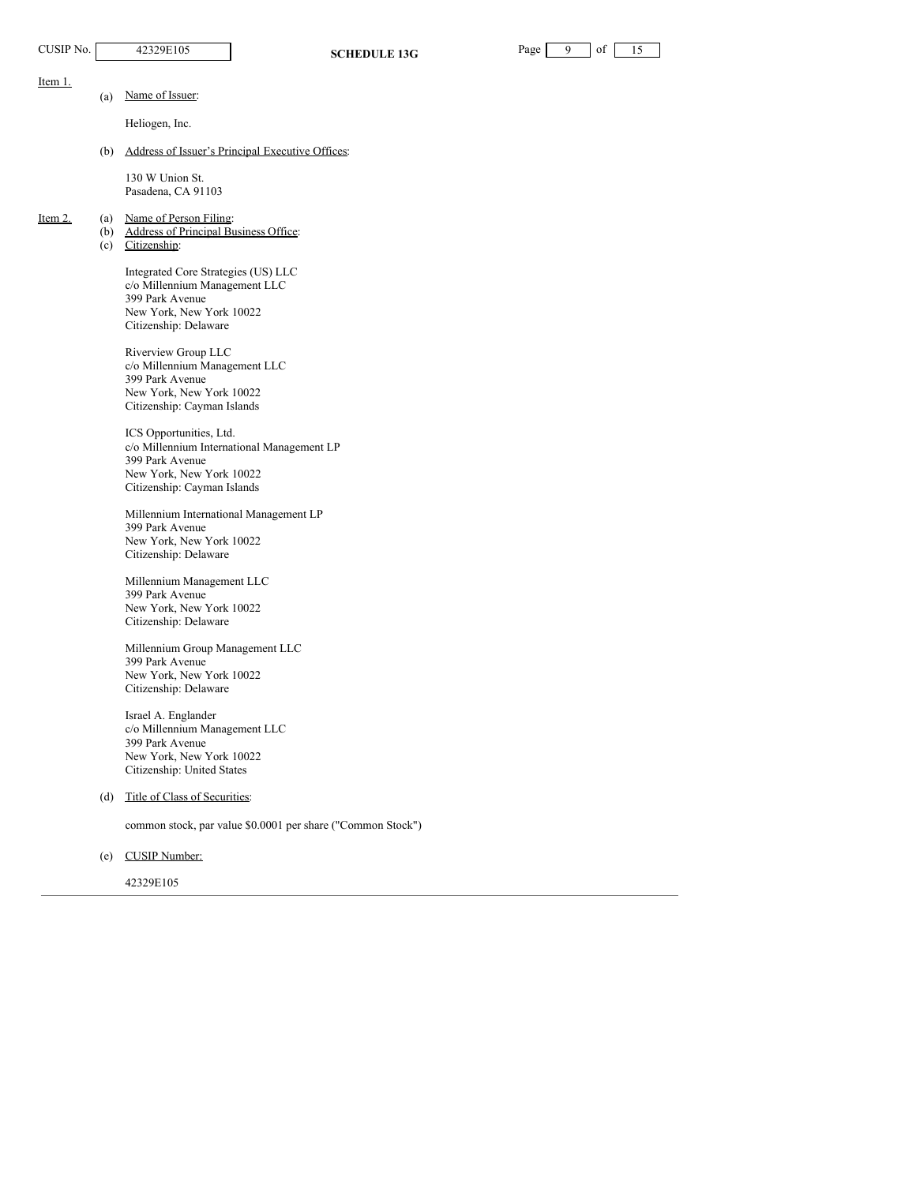Item 1.

(a) Name of Issuer:

Heliogen, Inc.

(b) Address of Issuer's Principal Executive Offices:

130 W Union St.
Pasadena, CA 91103

Item 2.

(a) Name of Person Filing:
(b) Address of Principal Business Office:
(c) Citizenship:

Integrated Core Strategies (US) LLC
c/o Millennium Management LLC
399 Park Avenue
New York, New York 10022
Citizenship: Delaware

Riverview Group LLC
c/o Millennium Management LLC
399 Park Avenue
New York, New York 10022
Citizenship: Cayman Islands

ICS Opportunities, Ltd.
c/o Millennium International Management LP
399 Park Avenue
New York, New York 10022
Citizenship: Cayman Islands

Millennium International Management LP
399 Park Avenue
New York, New York 10022
Citizenship: Delaware

Millennium Management LLC
399 Park Avenue
New York, New York 10022
Citizenship: Delaware

Millennium Group Management LLC
399 Park Avenue
New York, New York 10022
Citizenship: Delaware

Israel A. Englander
c/o Millennium Management LLC
399 Park Avenue
New York, New York 10022
Citizenship: United States

(d) Title of Class of Securities:

common stock, par value $0.0001 per share ("Common Stock")

(e) CUSIP Number:

42329E105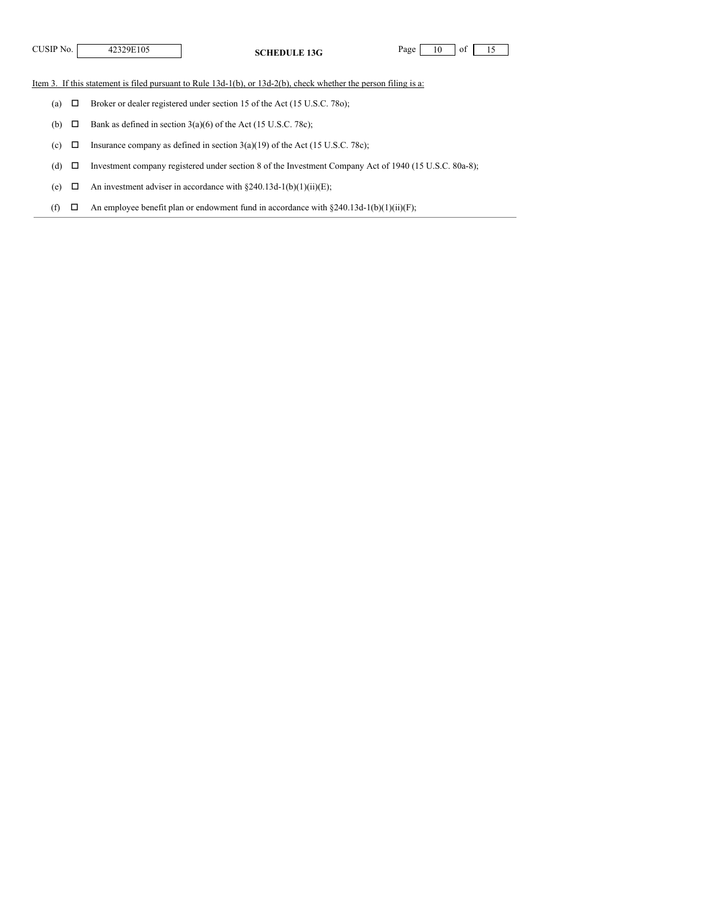CUSIP No. 42329E105

**SCHEDULE 13G**

Item 3. If this statement is filed pursuant to Rule 13d-1(b), or 13d-2(b), check whether the person filing is a:

(a) ☐ Broker or dealer registered under section 15 of the Act (15 U.S.C. 78o);

(b) ☐ Bank as defined in section 3(a)(6) of the Act (15 U.S.C. 78c);

(c) ☐ Insurance company as defined in section 3(a)(19) of the Act (15 U.S.C. 78c);

(d) ☐ Investment company registered under section 8 of the Investment Company Act of 1940 (15 U.S.C. 80a-8);

(e) ☐ An investment adviser in accordance with §240.13d-1(b)(1)(ii)(E);

(f) ☐ An employee benefit plan or endowment fund in accordance with §240.13d-1(b)(1)(ii)(F);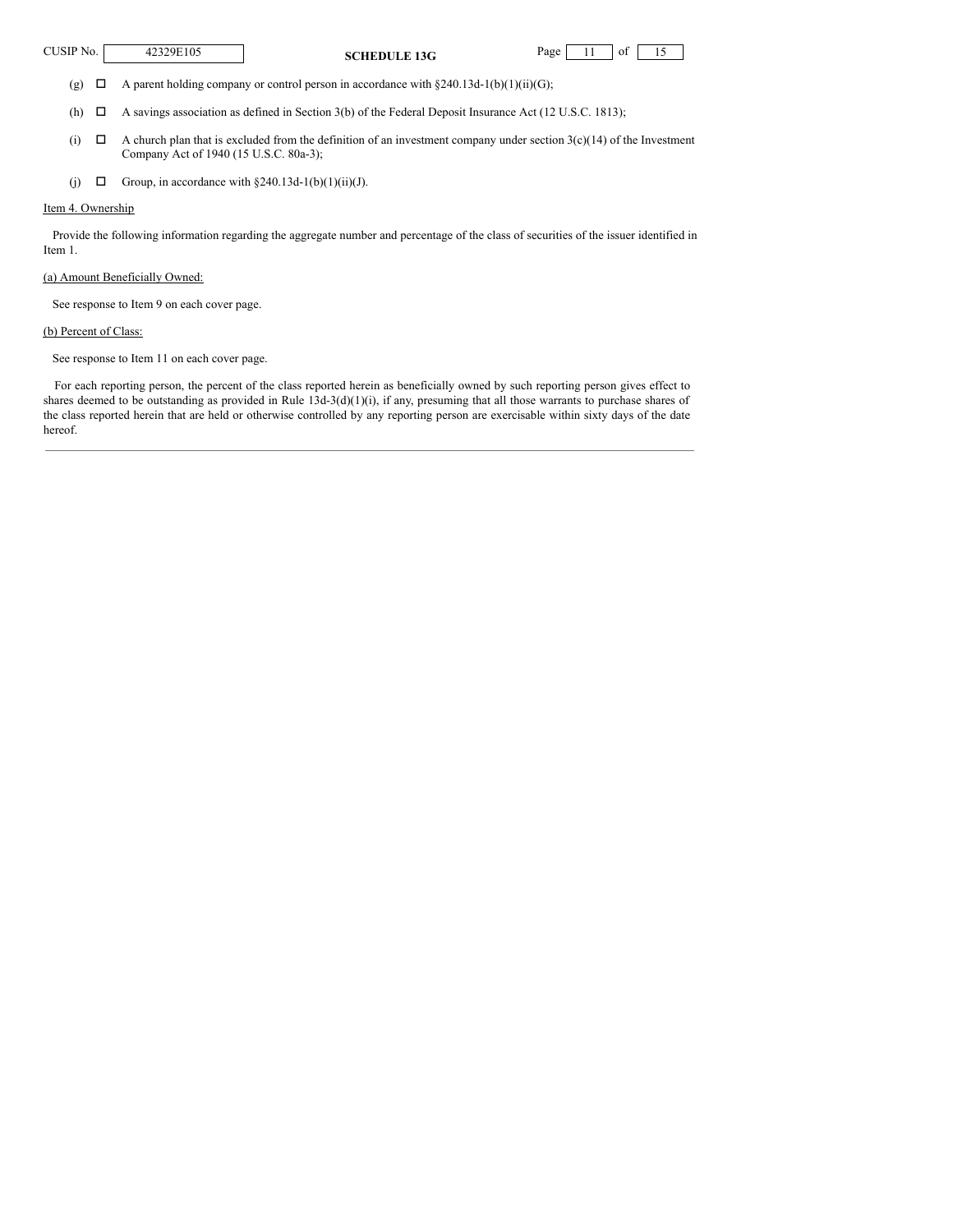(g) ☐ A parent holding company or control person in accordance with §240.13d-1(b)(1)(ii)(G);

(h) ☐ A savings association as defined in Section 3(b) of the Federal Deposit Insurance Act (12 U.S.C. 1813);

(i) ☐ A church plan that is excluded from the definition of an investment company under section 3(c)(14) of the Investment Company Act of 1940 (15 U.S.C. 80a-3);

(j) ☐ Group, in accordance with §240.13d-1(b)(1)(ii)(J).

Item 4. Ownership

Provide the following information regarding the aggregate number and percentage of the class of securities of the issuer identified in Item 1.

(a) Amount Beneficially Owned:

See response to Item 9 on each cover page.

(b) Percent of Class:

See response to Item 11 on each cover page.

For each reporting person, the percent of the class reported herein as beneficially owned by such reporting person gives effect to shares deemed to be outstanding as provided in Rule 13d-3(d)(1)(i), if any, presuming that all those warrants to purchase shares of the class reported herein that are held or otherwise controlled by any reporting person are exercisable within sixty days of the date hereof.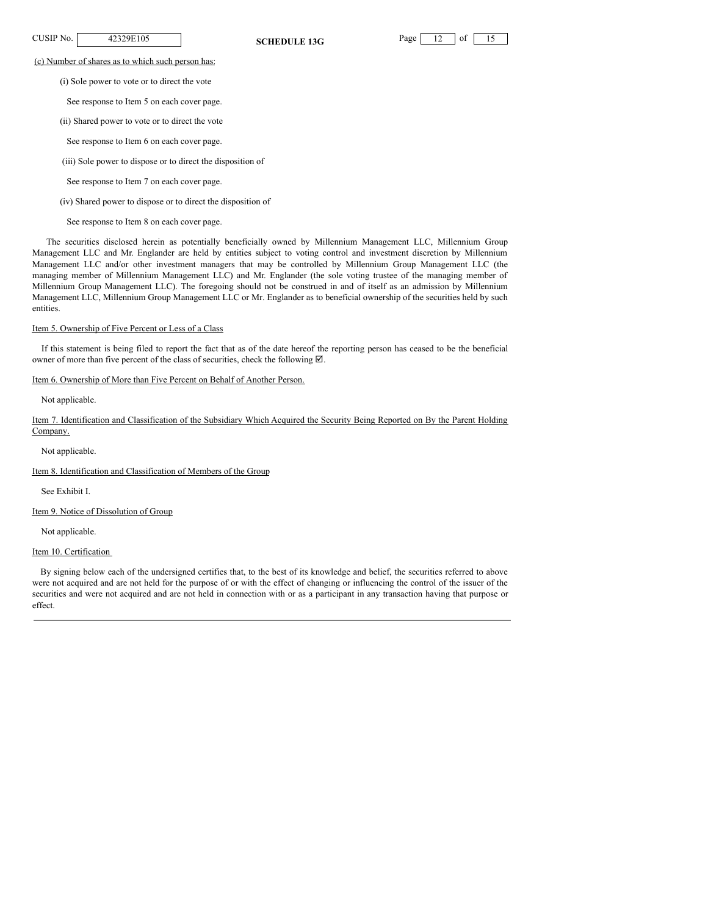(c) Number of shares as to which such person has:

(i) Sole power to vote or to direct the vote

See response to Item 5 on each cover page.

(ii) Shared power to vote or to direct the vote

See response to Item 6 on each cover page.

(iii) Sole power to dispose or to direct the disposition of

See response to Item 7 on each cover page.

(iv) Shared power to dispose or to direct the disposition of

See response to Item 8 on each cover page.

The securities disclosed herein as potentially beneficially owned by Millennium Management LLC, Millennium Group Management LLC and Mr. Englander are held by entities subject to voting control and investment discretion by Millennium Management LLC and/or other investment managers that may be controlled by Millennium Group Management LLC (the managing member of Millennium Management LLC) and Mr. Englander (the sole voting trustee of the managing member of Millennium Group Management LLC). The foregoing should not be construed in and of itself as an admission by Millennium Management LLC, Millennium Group Management LLC or Mr. Englander as to beneficial ownership of the securities held by such entities.

Item 5. Ownership of Five Percent or Less of a Class

If this statement is being filed to report the fact that as of the date hereof the reporting person has ceased to be the beneficial owner of more than five percent of the class of securities, check the following ☑.

Item 6. Ownership of More than Five Percent on Behalf of Another Person.

Not applicable.

Item 7. Identification and Classification of the Subsidiary Which Acquired the Security Being Reported on By the Parent Holding Company.

Not applicable.

Item 8. Identification and Classification of Members of the Group

See Exhibit I.

Item 9. Notice of Dissolution of Group

Not applicable.

Item 10. Certification

By signing below each of the undersigned certifies that, to the best of its knowledge and belief, the securities referred to above were not acquired and are not held for the purpose of or with the effect of changing or influencing the control of the issuer of the securities and were not acquired and are not held in connection with or as a participant in any transaction having that purpose or effect.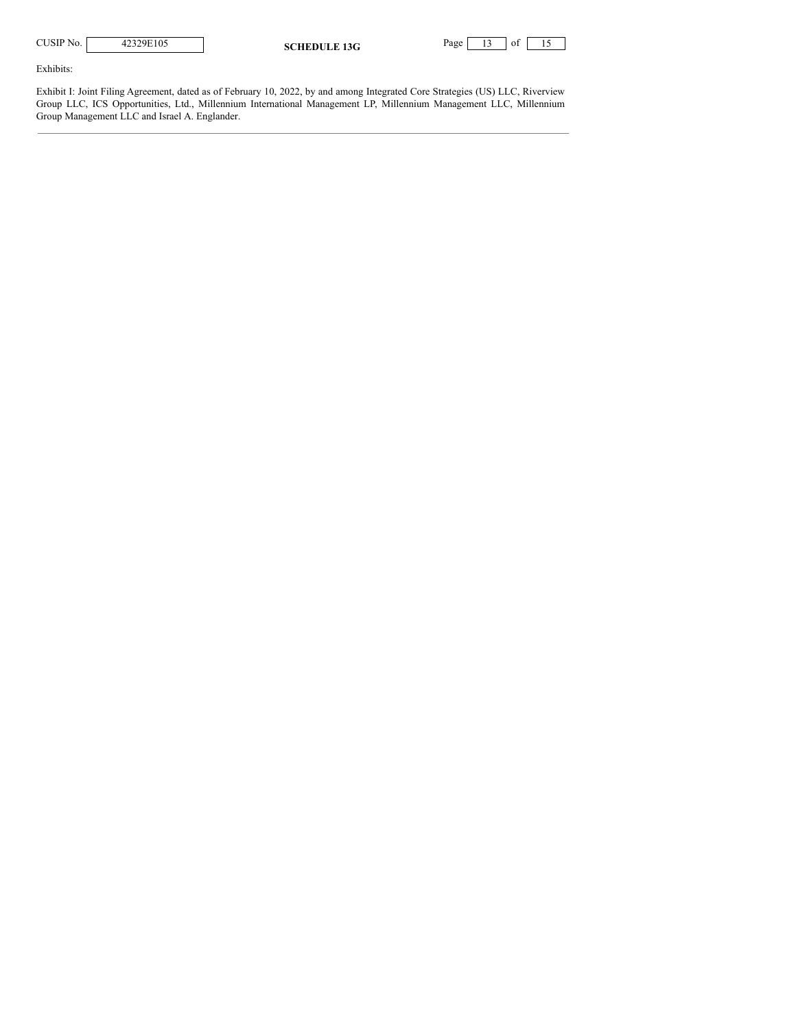Exhibits:

Exhibit I: Joint Filing Agreement, dated as of February 10, 2022, by and among Integrated Core Strategies (US) LLC, Riverview Group LLC, ICS Opportunities, Ltd., Millennium International Management LP, Millennium Management LLC, Millennium Group Management LLC and Israel A. Englander.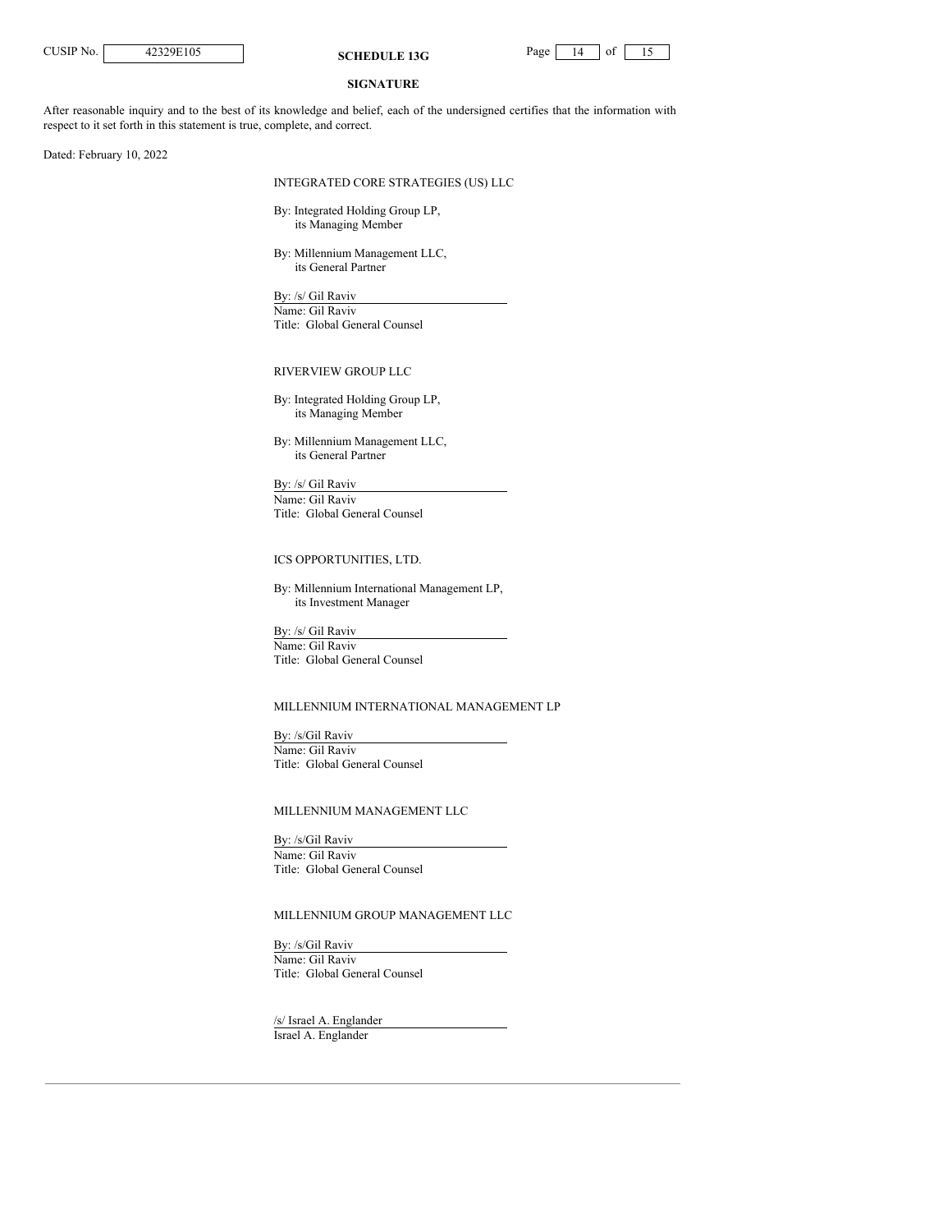## SIGNATURE

After reasonable inquiry and to the best of its knowledge and belief, each of the undersigned certifies that the information with respect to it set forth in this statement is true, complete, and correct.

Dated: February 10, 2022

INTEGRATED CORE STRATEGIES (US) LLC

By: Integrated Holding Group LP,
its Managing Member

By: Millennium Management LLC,
its General Partner

By: /s/ Gil Raviv
Name: Gil Raviv
Title: Global General Counsel

RIVERVIEW GROUP LLC

By: Integrated Holding Group LP,
its Managing Member

By: Millennium Management LLC,
its General Partner

By: /s/ Gil Raviv
Name: Gil Raviv
Title: Global General Counsel

ICS OPPORTUNITIES, LTD.

By: Millennium International Management LP,
its Investment Manager

By: /s/ Gil Raviv
Name: Gil Raviv
Title: Global General Counsel

MILLENNIUM INTERNATIONAL MANAGEMENT LP

By: /s/Gil Raviv
Name: Gil Raviv
Title: Global General Counsel

MILLENNIUM MANAGEMENT LLC

By: /s/Gil Raviv
Name: Gil Raviv
Title: Global General Counsel

MILLENNIUM GROUP MANAGEMENT LLC

By: /s/Gil Raviv
Name: Gil Raviv
Title: Global General Counsel

/s/ Israel A. Englander
Israel A. Englander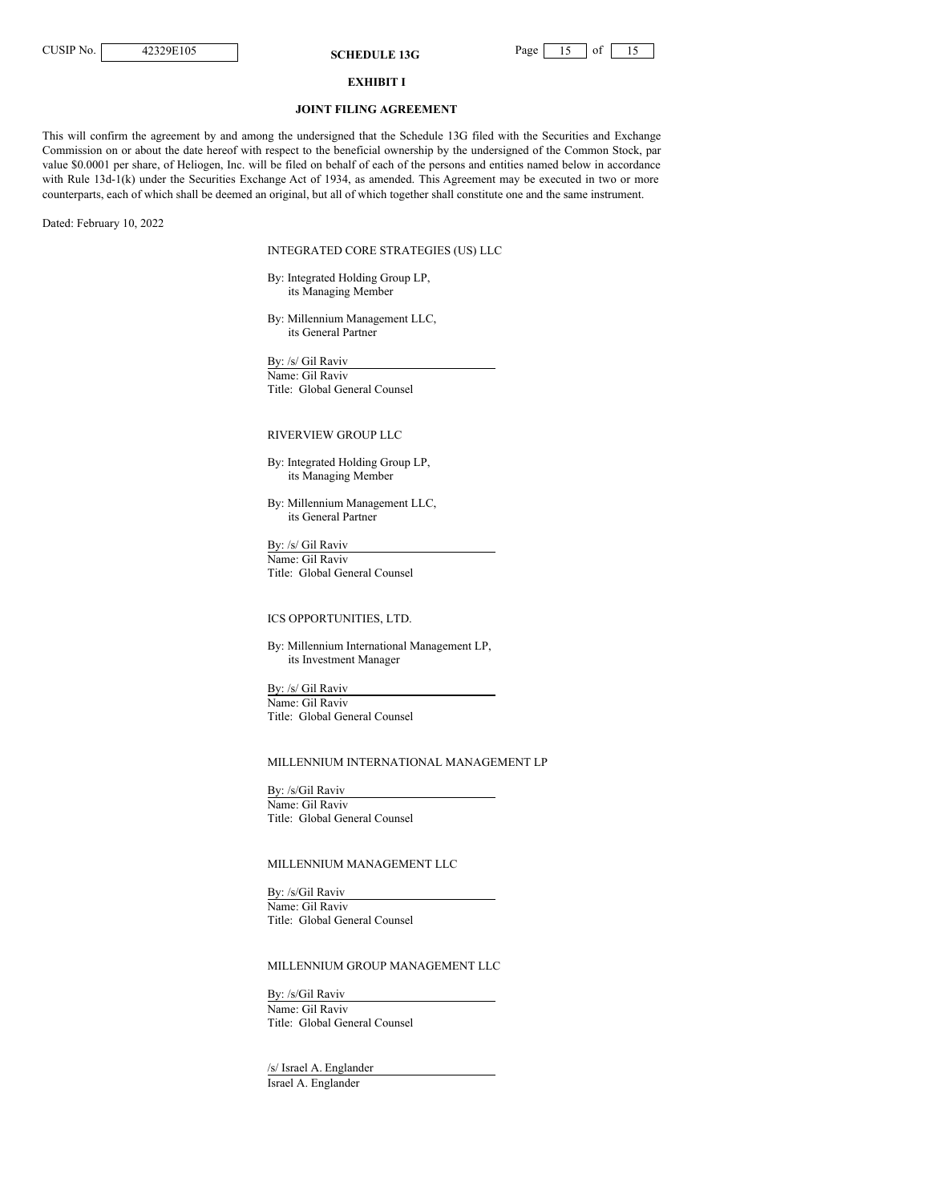## EXHIBIT I

## JOINT FILING AGREEMENT

This will confirm the agreement by and among the undersigned that the Schedule 13G filed with the Securities and Exchange Commission on or about the date hereof with respect to the beneficial ownership by the undersigned of the Common Stock, par value $0.0001 per share, of Heliogen, Inc. will be filed on behalf of each of the persons and entities named below in accordance with Rule 13d-1(k) under the Securities Exchange Act of 1934, as amended. This Agreement may be executed in two or more counterparts, each of which shall be deemed an original, but all of which together shall constitute one and the same instrument.

Dated: February 10, 2022

INTEGRATED CORE STRATEGIES (US) LLC

By: Integrated Holding Group LP,
its Managing Member

By: Millennium Management LLC,
its General Partner

By: /s/ Gil Raviv
Name: Gil Raviv
Title: Global General Counsel

RIVERVIEW GROUP LLC

By: Integrated Holding Group LP,
its Managing Member

By: Millennium Management LLC,
its General Partner

By: /s/ Gil Raviv
Name: Gil Raviv
Title: Global General Counsel

ICS OPPORTUNITIES, LTD.

By: Millennium International Management LP,
its Investment Manager

By: /s/ Gil Raviv
Name: Gil Raviv
Title: Global General Counsel

MILLENNIUM INTERNATIONAL MANAGEMENT LP

By: /s/Gil Raviv
Name: Gil Raviv
Title: Global General Counsel

MILLENNIUM MANAGEMENT LLC

By: /s/Gil Raviv
Name: Gil Raviv
Title: Global General Counsel

MILLENNIUM GROUP MANAGEMENT LLC

By: /s/Gil Raviv
Name: Gil Raviv
Title: Global General Counsel

/s/ Israel A. Englander
Israel A. Englander